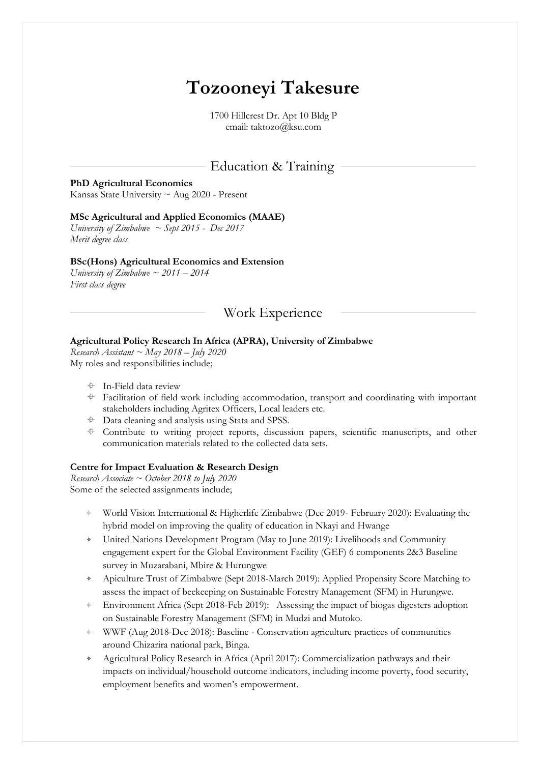# Tozooneyi Takesure

1700 Hillcrest Dr. Apt 10 Bldg P
email: taktozo@ksu.com

## Education & Training

**PhD Agricultural Economics**
Kansas State University ~ Aug 2020 - Present

**MSc Agricultural and Applied Economics (MAAE)**
*University of Zimbabwe ~ Sept 2015 - Dec 2017*
*Merit degree class*

**BSc(Hons) Agricultural Economics and Extension**
*University of Zimbabwe ~ 2011 – 2014*
*First class degree*

## Work Experience

**Agricultural Policy Research In Africa (APRA), University of Zimbabwe**
*Research Assistant ~ May 2018 – July 2020*
My roles and responsibilities include;

- In-Field data review
- Facilitation of field work including accommodation, transport and coordinating with important stakeholders including Agritex Officers, Local leaders etc.
- Data cleaning and analysis using Stata and SPSS.
- Contribute to writing project reports, discussion papers, scientific manuscripts, and other communication materials related to the collected data sets.

**Centre for Impact Evaluation & Research Design**
*Research Associate ~ October 2018 to July 2020*
Some of the selected assignments include;

- World Vision International & Higherlife Zimbabwe (Dec 2019- February 2020): Evaluating the hybrid model on improving the quality of education in Nkayi and Hwange
- United Nations Development Program (May to June 2019): Livelihoods and Community engagement expert for the Global Environment Facility (GEF) 6 components 2&3 Baseline survey in Muzarabani, Mbire & Hurungwe
- Apiculture Trust of Zimbabwe (Sept 2018-March 2019): Applied Propensity Score Matching to assess the impact of beekeeping on Sustainable Forestry Management (SFM) in Hurungwe.
- Environment Africa (Sept 2018-Feb 2019): Assessing the impact of biogas digesters adoption on Sustainable Forestry Management (SFM) in Mudzi and Mutoko.
- WWF (Aug 2018-Dec 2018): Baseline - Conservation agriculture practices of communities around Chizarira national park, Binga.
- Agricultural Policy Research in Africa (April 2017): Commercialization pathways and their impacts on individual/household outcome indicators, including income poverty, food security, employment benefits and women's empowerment.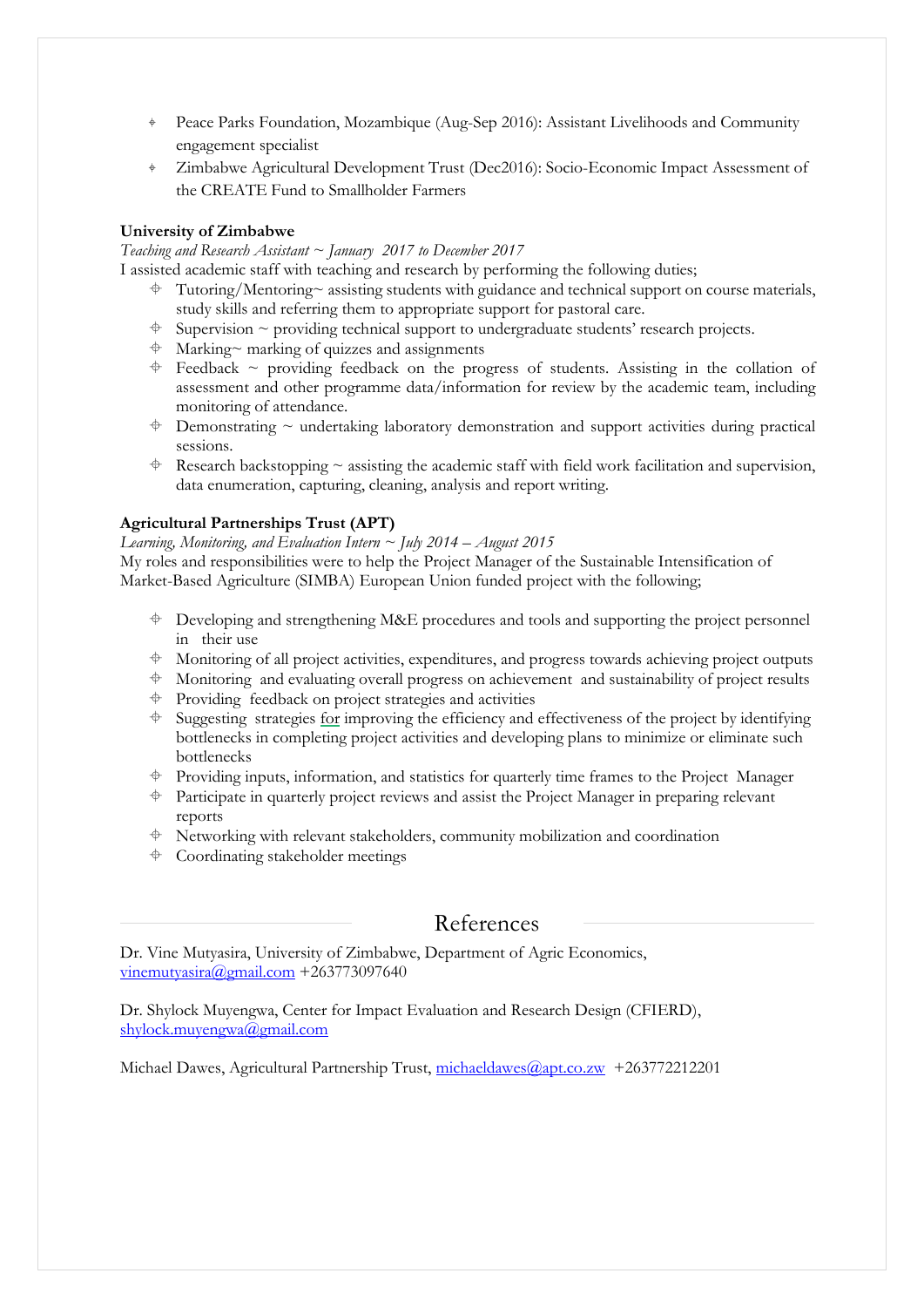- Peace Parks Foundation, Mozambique (Aug-Sep 2016): Assistant Livelihoods and Community engagement specialist
- Zimbabwe Agricultural Development Trust (Dec2016): Socio-Economic Impact Assessment of the CREATE Fund to Smallholder Farmers

**University of Zimbabwe**
*Teaching and Research Assistant ~ January 2017 to December 2017*
I assisted academic staff with teaching and research by performing the following duties;

- Tutoring/Mentoring~ assisting students with guidance and technical support on course materials, study skills and referring them to appropriate support for pastoral care.
- Supervision ~ providing technical support to undergraduate students' research projects.
- Marking~ marking of quizzes and assignments
- Feedback ~ providing feedback on the progress of students. Assisting in the collation of assessment and other programme data/information for review by the academic team, including monitoring of attendance.
- Demonstrating ~ undertaking laboratory demonstration and support activities during practical sessions.
- Research backstopping ~ assisting the academic staff with field work facilitation and supervision, data enumeration, capturing, cleaning, analysis and report writing.

**Agricultural Partnerships Trust (APT)**
*Learning, Monitoring, and Evaluation Intern ~ July 2014 – August 2015*
My roles and responsibilities were to help the Project Manager of the Sustainable Intensification of Market-Based Agriculture (SIMBA) European Union funded project with the following;

- Developing and strengthening M&E procedures and tools and supporting the project personnel in their use
- Monitoring of all project activities, expenditures, and progress towards achieving project outputs
- Monitoring and evaluating overall progress on achievement and sustainability of project results
- Providing feedback on project strategies and activities
- Suggesting strategies for improving the efficiency and effectiveness of the project by identifying bottlenecks in completing project activities and developing plans to minimize or eliminate such bottlenecks
- Providing inputs, information, and statistics for quarterly time frames to the Project Manager
- Participate in quarterly project reviews and assist the Project Manager in preparing relevant reports
- Networking with relevant stakeholders, community mobilization and coordination
- Coordinating stakeholder meetings

## References

Dr. Vine Mutyasira, University of Zimbabwe, Department of Agric Economics, vinemutyasira@gmail.com +263773097640

Dr. Shylock Muyengwa, Center for Impact Evaluation and Research Design (CFIERD), shylock.muyengwa@gmail.com

Michael Dawes, Agricultural Partnership Trust, michaeldawes@apt.co.zw +263772212201